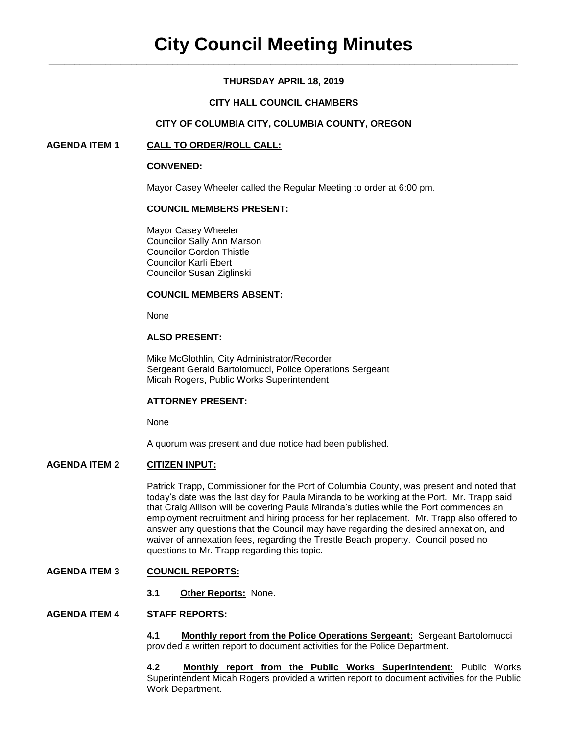# City Council Meeting Minutes

**THURSDAY APRIL 18, 2019**

**CITY HALL COUNCIL CHAMBERS**

**CITY OF COLUMBIA CITY, COLUMBIA COUNTY, OREGON**

**AGENDA ITEM 1** **CALL TO ORDER/ROLL CALL:**

**CONVENED:**

Mayor Casey Wheeler called the Regular Meeting to order at 6:00 pm.

**COUNCIL MEMBERS PRESENT:**

Mayor Casey Wheeler
Councilor Sally Ann Marson
Councilor Gordon Thistle
Councilor Karli Ebert
Councilor Susan Ziglinski

**COUNCIL MEMBERS ABSENT:**

None

**ALSO PRESENT:**

Mike McGlothlin, City Administrator/Recorder
Sergeant Gerald Bartolomucci, Police Operations Sergeant
Micah Rogers, Public Works Superintendent

**ATTORNEY PRESENT:**

None

A quorum was present and due notice had been published.

**AGENDA ITEM 2** **CITIZEN INPUT:**

Patrick Trapp, Commissioner for the Port of Columbia County, was present and noted that today's date was the last day for Paula Miranda to be working at the Port. Mr. Trapp said that Craig Allison will be covering Paula Miranda's duties while the Port commences an employment recruitment and hiring process for her replacement. Mr. Trapp also offered to answer any questions that the Council may have regarding the desired annexation, and waiver of annexation fees, regarding the Trestle Beach property. Council posed no questions to Mr. Trapp regarding this topic.

**AGENDA ITEM 3** **COUNCIL REPORTS:**

**3.1** **Other Reports:** None.

**AGENDA ITEM 4** **STAFF REPORTS:**

**4.1** **Monthly report from the Police Operations Sergeant:** Sergeant Bartolomucci provided a written report to document activities for the Police Department.

**4.2** **Monthly report from the Public Works Superintendent:** Public Works Superintendent Micah Rogers provided a written report to document activities for the Public Work Department.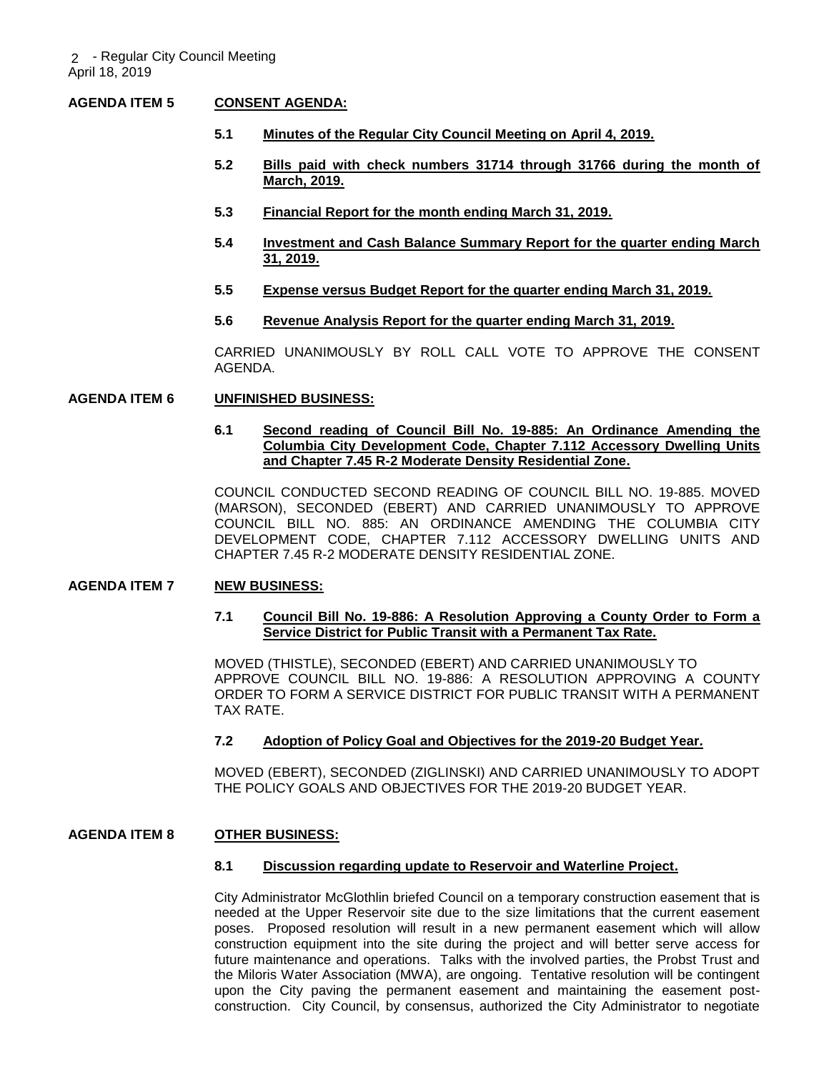**AGENDA ITEM 5 CONSENT AGENDA:**

**5.1 Minutes of the Regular City Council Meeting on April 4, 2019.**

**5.2 Bills paid with check numbers 31714 through 31766 during the month of March, 2019.**

**5.3 Financial Report for the month ending March 31, 2019.**

**5.4 Investment and Cash Balance Summary Report for the quarter ending March 31, 2019.**

**5.5 Expense versus Budget Report for the quarter ending March 31, 2019.**

**5.6 Revenue Analysis Report for the quarter ending March 31, 2019.**

CARRIED UNANIMOUSLY BY ROLL CALL VOTE TO APPROVE THE CONSENT AGENDA.

**AGENDA ITEM 6 UNFINISHED BUSINESS:**

**6.1 Second reading of Council Bill No. 19-885: An Ordinance Amending the Columbia City Development Code, Chapter 7.112 Accessory Dwelling Units and Chapter 7.45 R-2 Moderate Density Residential Zone.**

COUNCIL CONDUCTED SECOND READING OF COUNCIL BILL NO. 19-885. MOVED (MARSON), SECONDED (EBERT) AND CARRIED UNANIMOUSLY TO APPROVE COUNCIL BILL NO. 885: AN ORDINANCE AMENDING THE COLUMBIA CITY DEVELOPMENT CODE, CHAPTER 7.112 ACCESSORY DWELLING UNITS AND CHAPTER 7.45 R-2 MODERATE DENSITY RESIDENTIAL ZONE.

**AGENDA ITEM 7 NEW BUSINESS:**

**7.1 Council Bill No. 19-886: A Resolution Approving a County Order to Form a Service District for Public Transit with a Permanent Tax Rate.**

MOVED (THISTLE), SECONDED (EBERT) AND CARRIED UNANIMOUSLY TO APPROVE COUNCIL BILL NO. 19-886: A RESOLUTION APPROVING A COUNTY ORDER TO FORM A SERVICE DISTRICT FOR PUBLIC TRANSIT WITH A PERMANENT TAX RATE.

**7.2 Adoption of Policy Goal and Objectives for the 2019-20 Budget Year.**

MOVED (EBERT), SECONDED (ZIGLINSKI) AND CARRIED UNANIMOUSLY TO ADOPT THE POLICY GOALS AND OBJECTIVES FOR THE 2019-20 BUDGET YEAR.

**AGENDA ITEM 8 OTHER BUSINESS:**

**8.1 Discussion regarding update to Reservoir and Waterline Project.**

City Administrator McGlothlin briefed Council on a temporary construction easement that is needed at the Upper Reservoir site due to the size limitations that the current easement poses. Proposed resolution will result in a new permanent easement which will allow construction equipment into the site during the project and will better serve access for future maintenance and operations. Talks with the involved parties, the Probst Trust and the Miloris Water Association (MWA), are ongoing. Tentative resolution will be contingent upon the City paving the permanent easement and maintaining the easement post-construction. City Council, by consensus, authorized the City Administrator to negotiate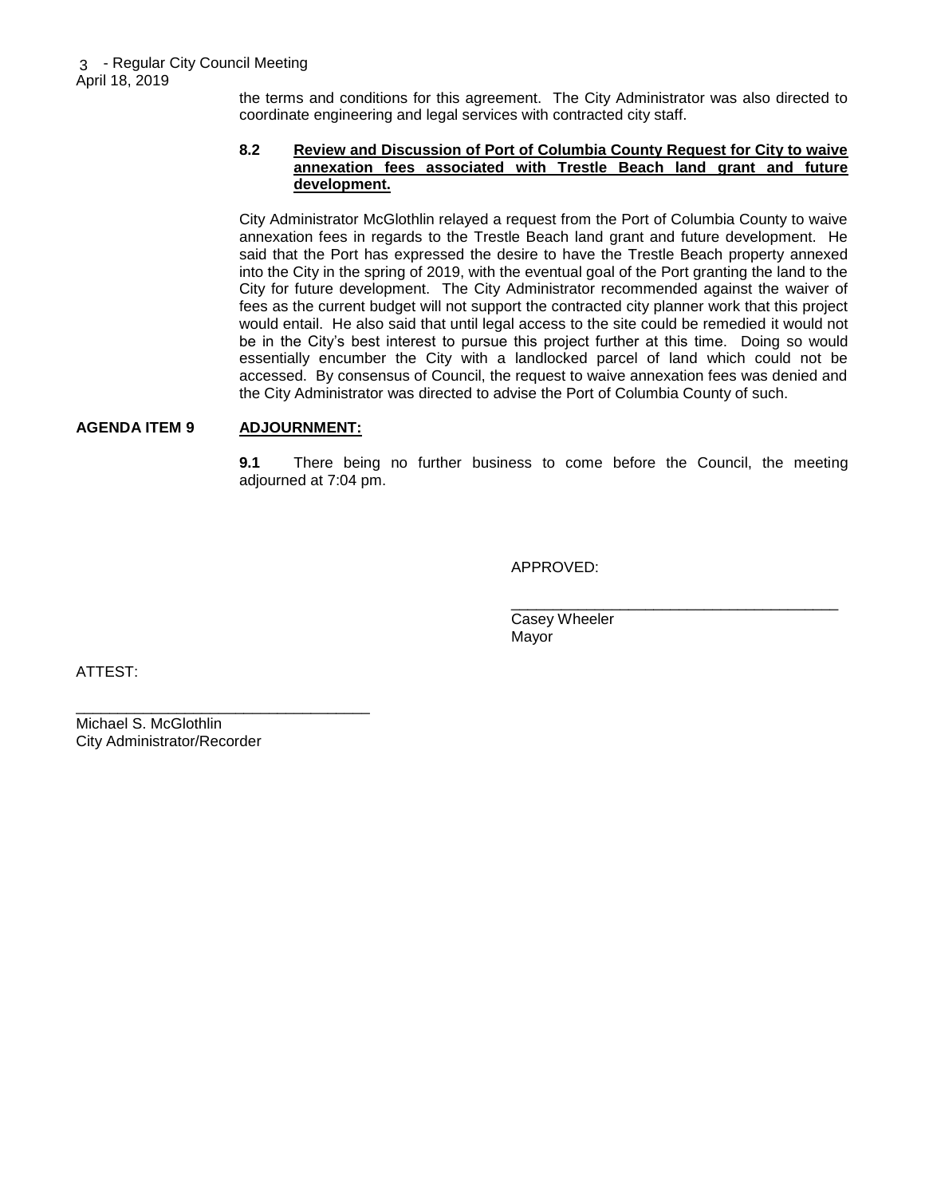the terms and conditions for this agreement. The City Administrator was also directed to coordinate engineering and legal services with contracted city staff.

**8.2 Review and Discussion of Port of Columbia County Request for City to waive annexation fees associated with Trestle Beach land grant and future development.**

City Administrator McGlothlin relayed a request from the Port of Columbia County to waive annexation fees in regards to the Trestle Beach land grant and future development. He said that the Port has expressed the desire to have the Trestle Beach property annexed into the City in the spring of 2019, with the eventual goal of the Port granting the land to the City for future development. The City Administrator recommended against the waiver of fees as the current budget will not support the contracted city planner work that this project would entail. He also said that until legal access to the site could be remedied it would not be in the City's best interest to pursue this project further at this time. Doing so would essentially encumber the City with a landlocked parcel of land which could not be accessed. By consensus of Council, the request to waive annexation fees was denied and the City Administrator was directed to advise the Port of Columbia County of such.

**AGENDA ITEM 9 ADJOURNMENT:**

**9.1** There being no further business to come before the Council, the meeting adjourned at 7:04 pm.

APPROVED:

\_\_\_\_\_\_\_\_\_\_\_\_\_\_\_\_\_\_\_\_\_\_\_\_\_\_\_\_\_\_\_\_\_\_\_\_\_\_\_\_

Casey Wheeler
Mayor

ATTEST:

\_\_\_\_\_\_\_\_\_\_\_\_\_\_\_\_\_\_\_\_\_\_\_\_\_\_\_\_\_\_\_\_\_\_\_\_

Michael S. McGlothlin
City Administrator/Recorder